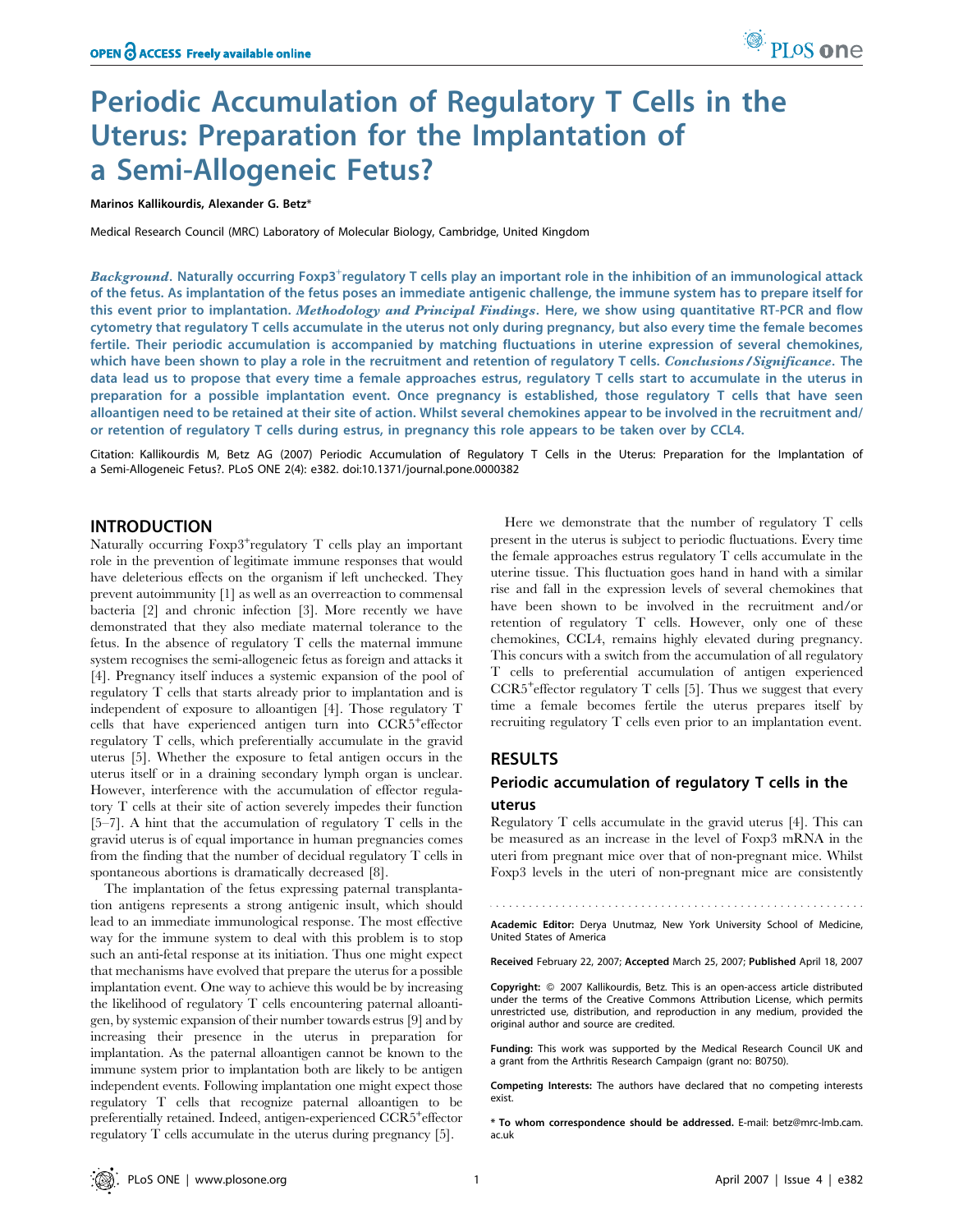# Periodic Accumulation of Regulatory T Cells in the Uterus: Preparation for the Implantation of a Semi-Allogeneic Fetus?

**Marinos Kallikourdis, Alexander G. Betz***

Medical Research Council (MRC) Laboratory of Molecular Biology, Cambridge, United Kingdom

***Background*. Naturally occurring Foxp3$^+$regulatory T cells play an important role in the inhibition of an immunological attack of the fetus. As implantation of the fetus poses an immediate antigenic challenge, the immune system has to prepare itself for this event prior to implantation. *Methodology and Principal Findings*. Here, we show using quantitative RT-PCR and flow cytometry that regulatory T cells accumulate in the uterus not only during pregnancy, but also every time the female becomes fertile. Their periodic accumulation is accompanied by matching fluctuations in uterine expression of several chemokines, which have been shown to play a role in the recruitment and retention of regulatory T cells. *Conclusions/Significance*. The data lead us to propose that every time a female approaches estrus, regulatory T cells start to accumulate in the uterus in preparation for a possible implantation event. Once pregnancy is established, those regulatory T cells that have seen alloantigen need to be retained at their site of action. Whilst several chemokines appear to be involved in the recruitment and/or retention of regulatory T cells during estrus, in pregnancy this role appears to be taken over by CCL4.**

Citation: Kallikourdis M, Betz AG (2007) Periodic Accumulation of Regulatory T Cells in the Uterus: Preparation for the Implantation of a Semi-Allogeneic Fetus?. PLoS ONE 2(4): e382. doi:10.1371/journal.pone.0000382

## INTRODUCTION

Naturally occurring Foxp3$^+$regulatory T cells play an important role in the prevention of legitimate immune responses that would have deleterious effects on the organism if left unchecked. They prevent autoimmunity [1] as well as an overreaction to commensal bacteria [2] and chronic infection [3]. More recently we have demonstrated that they also mediate maternal tolerance to the fetus. In the absence of regulatory T cells the maternal immune system recognises the semi-allogeneic fetus as foreign and attacks it [4]. Pregnancy itself induces a systemic expansion of the pool of regulatory T cells that starts already prior to implantation and is independent of exposure to alloantigen [4]. Those regulatory T cells that have experienced antigen turn into CCR5$^+$effector regulatory T cells, which preferentially accumulate in the gravid uterus [5]. Whether the exposure to fetal antigen occurs in the uterus itself or in a draining secondary lymph organ is unclear. However, interference with the accumulation of effector regulatory T cells at their site of action severely impedes their function [5–7]. A hint that the accumulation of regulatory T cells in the gravid uterus is of equal importance in human pregnancies comes from the finding that the number of decidual regulatory T cells in spontaneous abortions is dramatically decreased [8].

The implantation of the fetus expressing paternal transplantation antigens represents a strong antigenic insult, which should lead to an immediate immunological response. The most effective way for the immune system to deal with this problem is to stop such an anti-fetal response at its initiation. Thus one might expect that mechanisms have evolved that prepare the uterus for a possible implantation event. One way to achieve this would be by increasing the likelihood of regulatory T cells encountering paternal alloantigen, by systemic expansion of their number towards estrus [9] and by increasing their presence in the uterus in preparation for implantation. As the paternal alloantigen cannot be known to the immune system prior to implantation both are likely to be antigen independent events. Following implantation one might expect those regulatory T cells that recognize paternal alloantigen to be preferentially retained. Indeed, antigen-experienced CCR5$^+$effector regulatory T cells accumulate in the uterus during pregnancy [5].

Here we demonstrate that the number of regulatory T cells present in the uterus is subject to periodic fluctuations. Every time the female approaches estrus regulatory T cells accumulate in the uterine tissue. This fluctuation goes hand in hand with a similar rise and fall in the expression levels of several chemokines that have been shown to be involved in the recruitment and/or retention of regulatory T cells. However, only one of these chemokines, CCL4, remains highly elevated during pregnancy. This concurs with a switch from the accumulation of all regulatory T cells to preferential accumulation of antigen experienced CCR5$^+$effector regulatory T cells [5]. Thus we suggest that every time a female becomes fertile the uterus prepares itself by recruiting regulatory T cells even prior to an implantation event.

## RESULTS

### Periodic accumulation of regulatory T cells in the uterus

Regulatory T cells accumulate in the gravid uterus [4]. This can be measured as an increase in the level of Foxp3 mRNA in the uteri from pregnant mice over that of non-pregnant mice. Whilst Foxp3 levels in the uteri of non-pregnant mice are consistently

---

**Academic Editor:** Derya Unutmaz, New York University School of Medicine, United States of America

**Received** February 22, 2007; **Accepted** March 25, 2007; **Published** April 18, 2007

**Copyright:** © 2007 Kallikourdis, Betz. This is an open-access article distributed under the terms of the Creative Commons Attribution License, which permits unrestricted use, distribution, and reproduction in any medium, provided the original author and source are credited.

**Funding:** This work was supported by the Medical Research Council UK and a grant from the Arthritis Research Campaign (grant no: B0750).

**Competing Interests:** The authors have declared that no competing interests exist.

**\* To whom correspondence should be addressed.** E-mail: betz@mrc-lmb.cam.ac.uk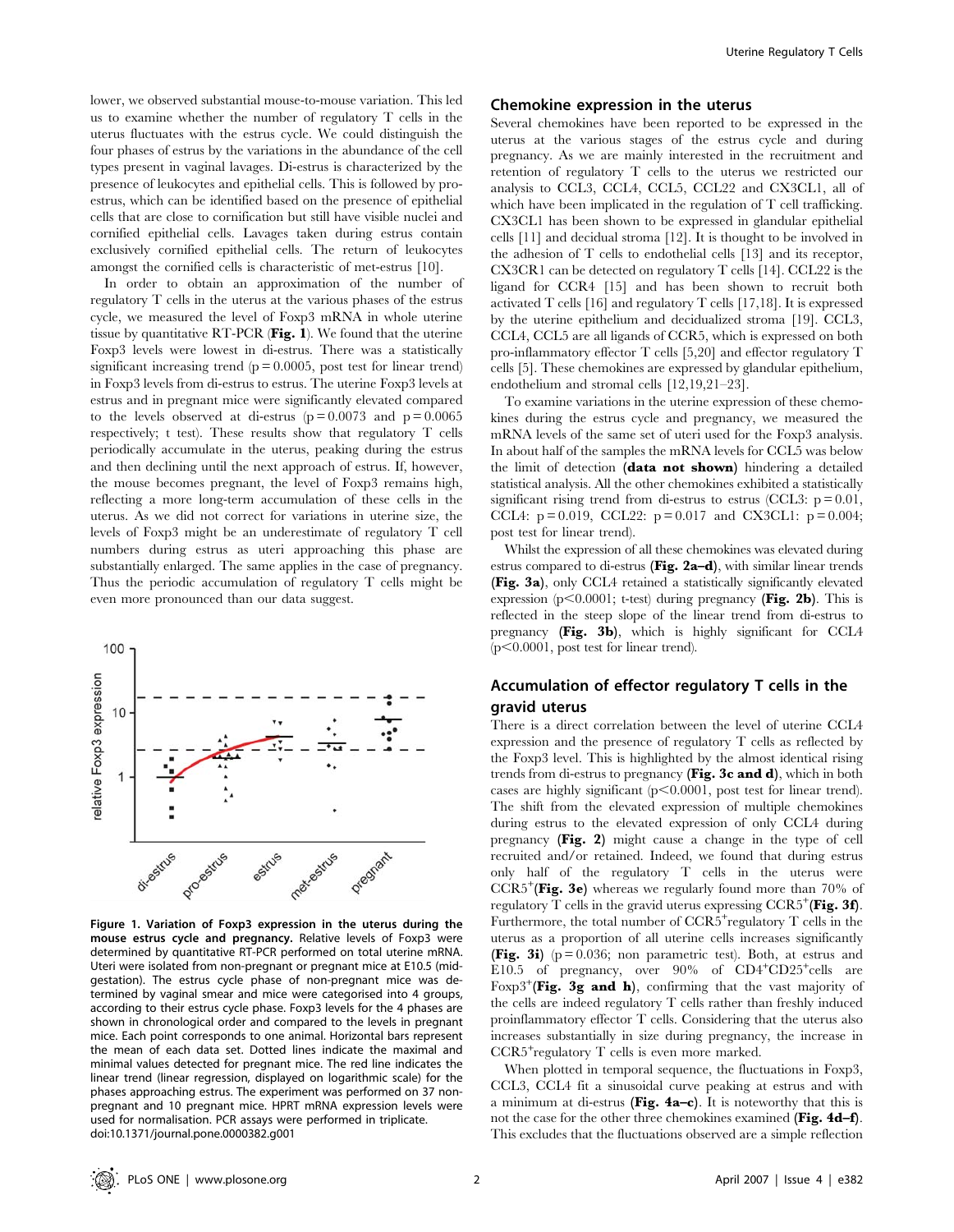lower, we observed substantial mouse-to-mouse variation. This led us to examine whether the number of regulatory T cells in the uterus fluctuates with the estrus cycle. We could distinguish the four phases of estrus by the variations in the abundance of the cell types present in vaginal lavages. Di-estrus is characterized by the presence of leukocytes and epithelial cells. This is followed by pro-estrus, which can be identified based on the presence of epithelial cells that are close to cornification but still have visible nuclei and cornified epithelial cells. Lavages taken during estrus contain exclusively cornified epithelial cells. The return of leukocytes amongst the cornified cells is characteristic of met-estrus [10].

In order to obtain an approximation of the number of regulatory T cells in the uterus at the various phases of the estrus cycle, we measured the level of Foxp3 mRNA in whole uterine tissue by quantitative RT-PCR (**Fig. 1**). We found that the uterine Foxp3 levels were lowest in di-estrus. There was a statistically significant increasing trend ($p = 0.0005$, post test for linear trend) in Foxp3 levels from di-estrus to estrus. The uterine Foxp3 levels at estrus and in pregnant mice were significantly elevated compared to the levels observed at di-estrus ($p = 0.0073$ and $p = 0.0065$ respectively; t test). These results show that regulatory T cells periodically accumulate in the uterus, peaking during the estrus and then declining until the next approach of estrus. If, however, the mouse becomes pregnant, the level of Foxp3 remains high, reflecting a more long-term accumulation of these cells in the uterus. As we did not correct for variations in uterine size, the levels of Foxp3 might be an underestimate of regulatory T cell numbers during estrus as uteri approaching this phase are substantially enlarged. The same applies in the case of pregnancy. Thus the periodic accumulation of regulatory T cells might be even more pronounced than our data suggest.

**Figure 1. Variation of Foxp3 expression in the uterus during the mouse estrus cycle and pregnancy.** Relative levels of Foxp3 were determined by quantitative RT-PCR performed on total uterine mRNA. Uteri were isolated from non-pregnant or pregnant mice at E10.5 (mid-gestation). The estrus cycle phase of non-pregnant mice was determined by vaginal smear and mice were categorised into 4 groups, according to their estrus cycle phase. Foxp3 levels for the 4 phases are shown in chronological order and compared to the levels in pregnant mice. Each point corresponds to one animal. Horizontal bars represent the mean of each data set. Dotted lines indicate the maximal and minimal values detected for pregnant mice. The red line indicates the linear trend (linear regression, displayed on logarithmic scale) for the phases approaching estrus. The experiment was performed on 37 non-pregnant and 10 pregnant mice. HPRT mRNA expression levels were used for normalisation. PCR assays were performed in triplicate.
doi:10.1371/journal.pone.0000382.g001

## Chemokine expression in the uterus

Several chemokines have been reported to be expressed in the uterus at the various stages of the estrus cycle and during pregnancy. As we are mainly interested in the recruitment and retention of regulatory T cells to the uterus we restricted our analysis to CCL3, CCL4, CCL5, CCL22 and CX3CL1, all of which have been implicated in the regulation of T cell trafficking. CX3CL1 has been shown to be expressed in glandular epithelial cells [11] and decidual stroma [12]. It is thought to be involved in the adhesion of T cells to endothelial cells [13] and its receptor, CX3CR1 can be detected on regulatory T cells [14]. CCL22 is the ligand for CCR4 [15] and has been shown to recruit both activated T cells [16] and regulatory T cells [17,18]. It is expressed by the uterine epithelium and decidualized stroma [19]. CCL3, CCL4, CCL5 are all ligands of CCR5, which is expressed on both pro-inflammatory effector T cells [5,20] and effector regulatory T cells [5]. These chemokines are expressed by glandular epithelium, endothelium and stromal cells [12,19,21–23].

To examine variations in the uterine expression of these chemokines during the estrus cycle and pregnancy, we measured the mRNA levels of the same set of uteri used for the Foxp3 analysis. In about half of the samples the mRNA levels for CCL5 was below the limit of detection (**data not shown**) hindering a detailed statistical analysis. All the other chemokines exhibited a statistically significant rising trend from di-estrus to estrus (CCL3: $p = 0.01$, CCL4: $p = 0.019$, CCL22: $p = 0.017$ and CX3CL1: $p = 0.004$; post test for linear trend).

Whilst the expression of all these chemokines was elevated during estrus compared to di-estrus (**Fig. 2a–d**), with similar linear trends (**Fig. 3a**), only CCL4 retained a statistically significantly elevated expression ($p < 0.0001$; t-test) during pregnancy (**Fig. 2b**). This is reflected in the steep slope of the linear trend from di-estrus to pregnancy (**Fig. 3b**), which is highly significant for CCL4 ($p < 0.0001$, post test for linear trend).

## Accumulation of effector regulatory T cells in the gravid uterus

There is a direct correlation between the level of uterine CCL4 expression and the presence of regulatory T cells as reflected by the Foxp3 level. This is highlighted by the almost identical rising trends from di-estrus to pregnancy (**Fig. 3c and d**), which in both cases are highly significant ($p < 0.0001$, post test for linear trend). The shift from the elevated expression of multiple chemokines during estrus to the elevated expression of only CCL4 during pregnancy (**Fig. 2**) might cause a change in the type of cell recruited and/or retained. Indeed, we found that during estrus only half of the regulatory T cells in the uterus were CCR5$^{+}$(**Fig. 3e**) whereas we regularly found more than 70% of regulatory T cells in the gravid uterus expressing CCR5$^{+}$(**Fig. 3f**). Furthermore, the total number of CCR5$^{+}$regulatory T cells in the uterus as a proportion of all uterine cells increases significantly (**Fig. 3i**) ($p = 0.036$; non parametric test). Both, at estrus and E10.5 of pregnancy, over 90% of CD4$^{+}$CD25$^{+}$cells are Foxp3$^{+}$(**Fig. 3g and h**), confirming that the vast majority of the cells are indeed regulatory T cells rather than freshly induced proinflammatory effector T cells. Considering that the uterus also increases substantially in size during pregnancy, the increase in CCR5$^{+}$regulatory T cells is even more marked.

When plotted in temporal sequence, the fluctuations in Foxp3, CCL3, CCL4 fit a sinusoidal curve peaking at estrus and with a minimum at di-estrus (**Fig. 4a–c**). It is noteworthy that this is not the case for the other three chemokines examined (**Fig. 4d–f**). This excludes that the fluctuations observed are a simple reflection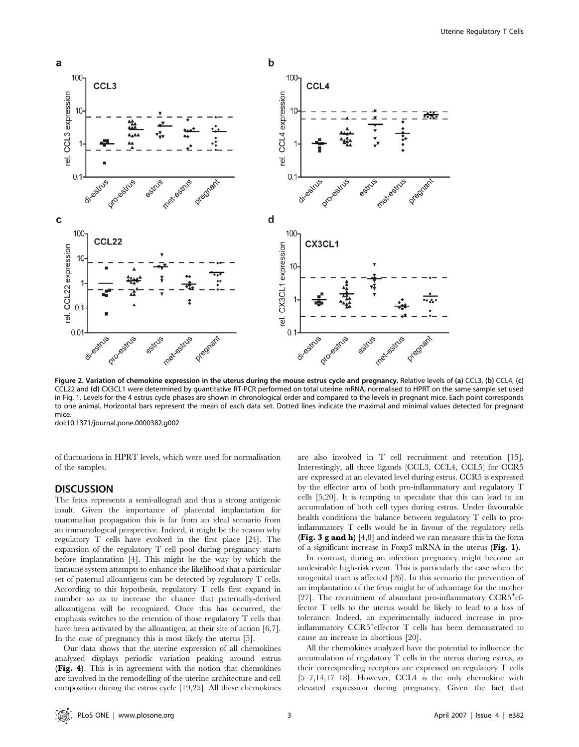**Figure 2. Variation of chemokine expression in the uterus during the mouse estrus cycle and pregnancy.** Relative levels of **(a)** CCL3, **(b)** CCL4, **(c)** CCL22 and **(d)** CX3CL1 were determined by quantitative RT-PCR performed on total uterine mRNA, normalised to HPRT on the same sample set used in Fig. 1. Levels for the 4 estrus cycle phases are shown in chronological order and compared to the levels in pregnant mice. Each point corresponds to one animal. Horizontal bars represent the mean of each data set. Dotted lines indicate the maximal and minimal values detected for pregnant mice.
doi:10.1371/journal.pone.0000382.g002

of fluctuations in HPRT levels, which were used for normalisation of the samples.

## DISCUSSION

The fetus represents a semi-allograft and thus a strong antigenic insult. Given the importance of placental implantation for mammalian propagation this is far from an ideal scenario from an immunological perspective. Indeed, it might be the reason why regulatory T cells have evolved in the first place [24]. The expansion of the regulatory T cell pool during pregnancy starts before implantation [4]. This might be the way by which the immune system attempts to enhance the likelihood that a particular set of paternal alloantigens can be detected by regulatory T cells. According to this hypothesis, regulatory T cells first expand in number so as to increase the chance that paternally-derived alloantigens will be recognized. Once this has occurred, the emphasis switches to the retention of those regulatory T cells that have been activated by the alloantigen, at their site of action [6,7]. In the case of pregnancy this is most likely the uterus [5].

Our data shows that the uterine expression of all chemokines analyzed displays periodic variation peaking around estrus (**Fig. 4**). This is in agreement with the notion that chemokines are involved in the remodelling of the uterine architecture and cell composition during the estrus cycle [19,25]. All these chemokines are also involved in T cell recruitment and retention [15]. Interestingly, all three ligands (CCL3, CCL4, CCL5) for CCR5 are expressed at an elevated level during estrus. CCR5 is expressed by the effector arm of both pro-inflammatory and regulatory T cells [5,20]. It is tempting to speculate that this can lead to an accumulation of both cell types during estrus. Under favourable health conditions the balance between regulatory T cells to pro-inflammatory T cells would be in favour of the regulatory cells (**Fig. 3 g and h**) [4,8] and indeed we can measure this in the form of a significant increase in Foxp3 mRNA in the uterus (**Fig. 1**).

In contrast, during an infection pregnancy might become an undesirable high-risk event. This is particularly the case when the urogenital tract is affected [26]. In this scenario the prevention of an implantation of the fetus might be of advantage for the mother [27]. The recruitment of abundant pro-inflammatory CCR5$^{+}$effector T cells to the uterus would be likely to lead to a loss of tolerance. Indeed, an experimentally induced increase in pro-inflammatory CCR5$^{+}$effector T cells has been demonstrated to cause an increase in abortions [20].

All the chemokines analyzed have the potential to influence the accumulation of regulatory T cells in the uterus during estrus, as their corresponding receptors are expressed on regulatory T cells [5–7,14,17–18]. However, CCL4 is the only chemokine with elevated expression during pregnancy. Given the fact that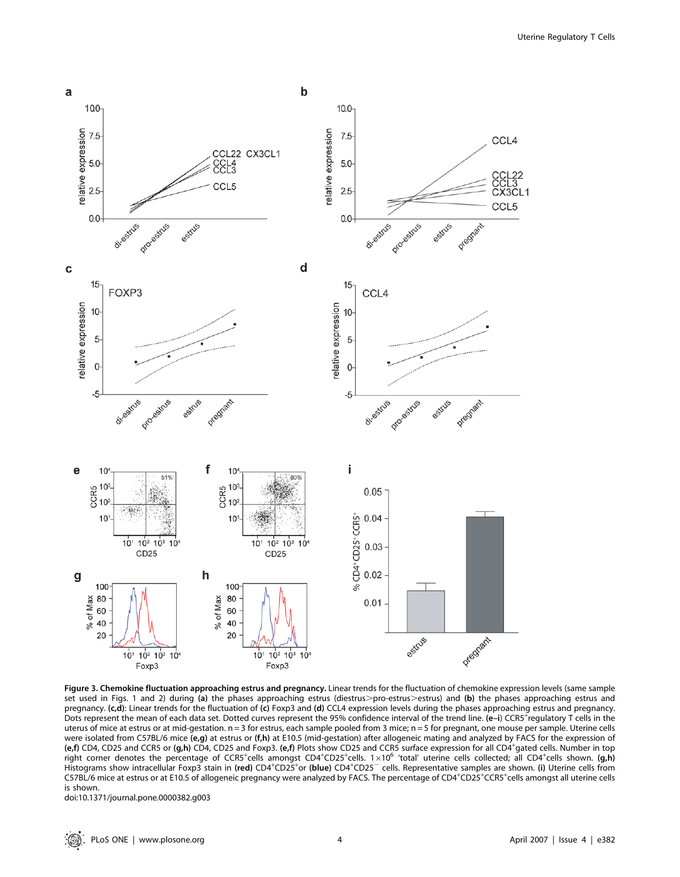**Figure 3. Chemokine fluctuation approaching estrus and pregnancy.** Linear trends for the fluctuation of chemokine expression levels (same sample set used in Figs. 1 and 2) during **(a)** the phases approaching estrus (diestrus>pro-estrus>estrus) and **(b)** the phases approaching estrus and pregnancy. **(c,d)**: Linear trends for the fluctuation of **(c)** Foxp3 and **(d)** CCL4 expression levels during the phases approaching estrus and pregnancy. Dots represent the mean of each data set. Dotted curves represent the 95% confidence interval of the trend line. **(e–i)** $CCR5^+$regulatory T cells in the uterus of mice at estrus or at mid-gestation. n = 3 for estrus, each sample pooled from 3 mice; n = 5 for pregnant, one mouse per sample. Uterine cells were isolated from C57BL/6 mice **(e,g)** at estrus or **(f,h)** at E10.5 (mid-gestation) after allogeneic mating and analyzed by FACS for the expression of **(e,f)** CD4, CD25 and CCR5 or **(g,h)** CD4, CD25 and Foxp3. **(e,f)** Plots show CD25 and CCR5 surface expression for all $CD4^+$gated cells. Number in top right corner denotes the percentage of $CCR5^+$cells amongst $CD4^+CD25^+$cells. $1\times10^6$ 'total' uterine cells collected; all $CD4^+$cells shown. **(g,h)** Histograms show intracellular Foxp3 stain in **(red)** $CD4^+CD25^+$or **(blue)** $CD4^+CD25^-$ cells. Representative samples are shown. **(i)** Uterine cells from C57BL/6 mice at estrus or at E10.5 of allogeneic pregnancy were analyzed by FACS. The percentage of $CD4^+CD25^+CCR5^+$cells amongst all uterine cells is shown.

doi:10.1371/journal.pone.0000382.g003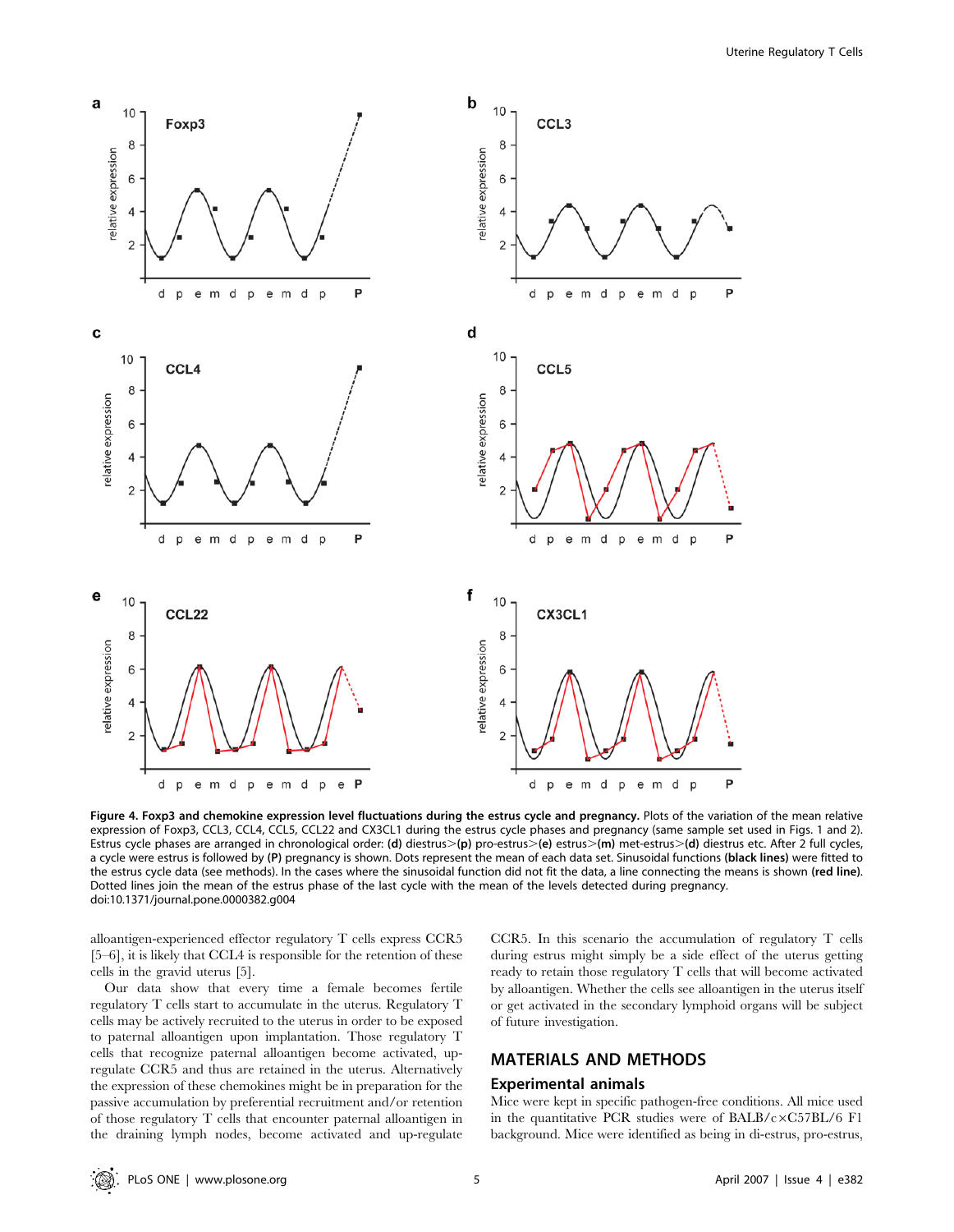**Figure 4. Foxp3 and chemokine expression level fluctuations during the estrus cycle and pregnancy.** Plots of the variation of the mean relative expression of Foxp3, CCL3, CCL4, CCL5, CCL22 and CX3CL1 during the estrus cycle phases and pregnancy (same sample set used in Figs. 1 and 2). Estrus cycle phases are arranged in chronological order: **(d)** diestrus>**(p)** pro-estrus>**(e)** estrus>**(m)** met-estrus>**(d)** diestrus etc. After 2 full cycles, a cycle were estrus is followed by **(P)** pregnancy is shown. Dots represent the mean of each data set. Sinusoidal functions **(black lines)** were fitted to the estrus cycle data (see methods). In the cases where the sinusoidal function did not fit the data, a line connecting the means is shown **(red line)**. Dotted lines join the mean of the estrus phase of the last cycle with the mean of the levels detected during pregnancy.
doi:10.1371/journal.pone.0000382.g004

alloantigen-experienced effector regulatory T cells express CCR5 [5–6], it is likely that CCL4 is responsible for the retention of these cells in the gravid uterus [5].

Our data show that every time a female becomes fertile regulatory T cells start to accumulate in the uterus. Regulatory T cells may be actively recruited to the uterus in order to be exposed to paternal alloantigen upon implantation. Those regulatory T cells that recognize paternal alloantigen become activated, up-regulate CCR5 and thus are retained in the uterus. Alternatively the expression of these chemokines might be in preparation for the passive accumulation by preferential recruitment and/or retention of those regulatory T cells that encounter paternal alloantigen in the draining lymph nodes, become activated and up-regulate CCR5. In this scenario the accumulation of regulatory T cells during estrus might simply be a side effect of the uterus getting ready to retain those regulatory T cells that will become activated by alloantigen. Whether the cells see alloantigen in the uterus itself or get activated in the secondary lymphoid organs will be subject of future investigation.

## MATERIALS AND METHODS

### Experimental animals

Mice were kept in specific pathogen-free conditions. All mice used in the quantitative PCR studies were of BALB/c×C57BL/6 F1 background. Mice were identified as being in di-estrus, pro-estrus,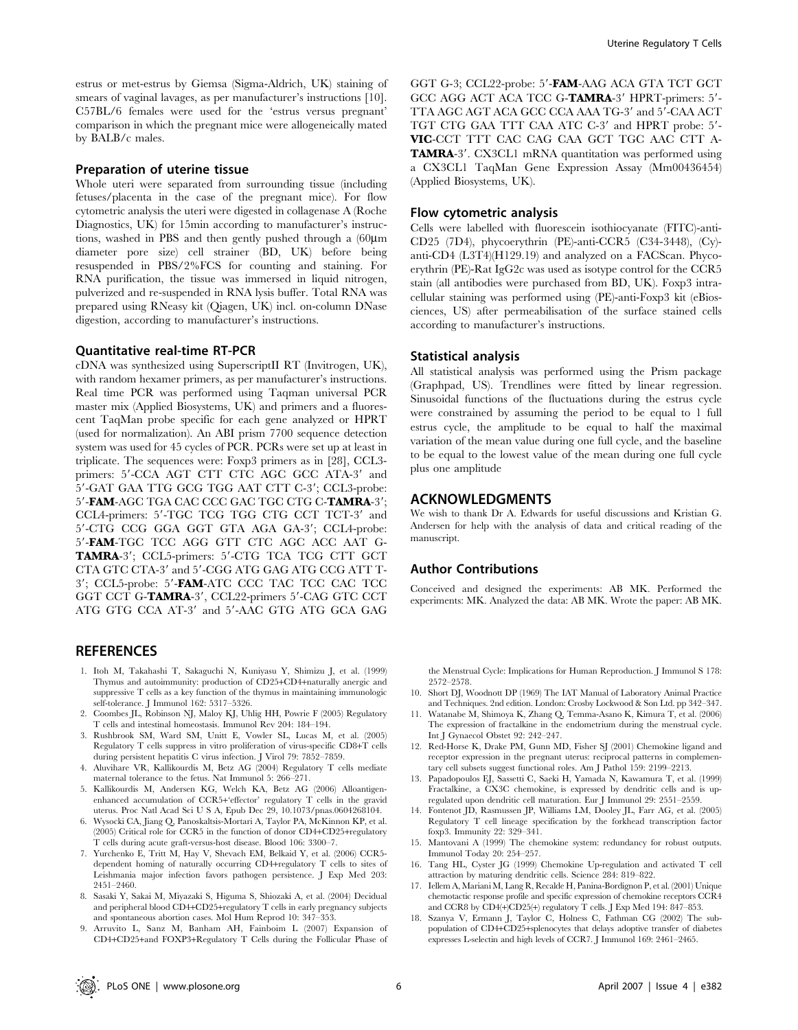estrus or met-estrus by Giemsa (Sigma-Aldrich, UK) staining of smears of vaginal lavages, as per manufacturer's instructions [10]. C57BL/6 females were used for the 'estrus versus pregnant' comparison in which the pregnant mice were allogeneically mated by BALB/c males.

### Preparation of uterine tissue

Whole uteri were separated from surrounding tissue (including fetuses/placenta in the case of the pregnant mice). For flow cytometric analysis the uteri were digested in collagenase A (Roche Diagnostics, UK) for 15min according to manufacturer's instructions, washed in PBS and then gently pushed through a (60µm diameter pore size) cell strainer (BD, UK) before being resuspended in PBS/2%FCS for counting and staining. For RNA purification, the tissue was immersed in liquid nitrogen, pulverized and re-suspended in RNA lysis buffer. Total RNA was prepared using RNeasy kit (Qiagen, UK) incl. on-column DNase digestion, according to manufacturer's instructions.

### Quantitative real-time RT-PCR

cDNA was synthesized using SuperscriptII RT (Invitrogen, UK), with random hexamer primers, as per manufacturer's instructions. Real time PCR was performed using Taqman universal PCR master mix (Applied Biosystems, UK) and primers and a fluorescent TaqMan probe specific for each gene analyzed or HPRT (used for normalization). An ABI prism 7700 sequence detection system was used for 45 cycles of PCR. PCRs were set up at least in triplicate. The sequences were: Foxp3 primers as in [28], CCL3-primers: 5′-CCA AGT CTT CTC AGC GCC ATA-3′ and 5′-GAT GAA TTG GCG TGG AAT CTT C-3′; CCL3-probe: 5′-**FAM**-AGC TGA CAC CCC GAC TGC CTG C-**TAMRA**-3′; CCL4-primers: 5′-TGC TCG TGG CTG CCT TCT-3′ and 5′-CTG CCG GGA GGT GTA AGA GA-3′; CCL4-probe: 5′-**FAM**-TGC TCC AGG GTT CTC AGC ACC AAT G-**TAMRA**-3′; CCL5-primers: 5′-CTG TCA TCG CTT GCT CTA GTC CTA-3′ and 5′-CGG ATG GAG ATG CCG ATT T-3′; CCL5-probe: 5′-**FAM**-ATC CCC TAC TCC CAC TCG GGT CCT G-**TAMRA**-3′, CCL22-primers 5′-CAG GTC CCT ATG GTG CCA AT-3′ and 5′-AAC GTG ATG GCA GAG GGT G-3; CCL22-probe: 5′-**FAM**-AAG ACA GTA TCT GCT GCC AGG ACT ACA TCC G-**TAMRA**-3′ HPRT-primers: 5′-TTA AGC AGT ACA GCC CCA AAA TG-3′ and 5′-CAA ACT TGT CTG GAA TTT CAA ATC C-3′ and HPRT probe: 5′-**VIC**-CCT TTT CAC CAG CAA GCT TGC AAC CTT A-**TAMRA**-3′. CX3CL1 mRNA quantitation was performed using a CX3CL1 TaqMan Gene Expression Assay (Mm00436454) (Applied Biosystems, UK).

### Flow cytometric analysis

Cells were labelled with fluorescein isothiocyanate (FITC)-anti-CD25 (7D4), phycoerythrin (PE)-anti-CCR5 (C34-3448), (Cy)-anti-CD4 (L3T4)(H129.19) and analyzed on a FACScan. Phycoerythrin (PE)-Rat IgG2c was used as isotype control for the CCR5 stain (all antibodies were purchased from BD, UK). Foxp3 intracellular staining was performed using (PE)-anti-Foxp3 kit (eBiosciences, US) after permeabilisation of the surface stained cells according to manufacturer's instructions.

### Statistical analysis

All statistical analysis was performed using the Prism package (Graphpad, US). Trendlines were fitted by linear regression. Sinusoidal functions of the fluctuations during the estrus cycle were constrained by assuming the period to be equal to 1 full estrus cycle, the amplitude to be equal to half the maximal variation of the mean value during one full cycle, and the baseline to be equal to the lowest value of the mean during one full cycle plus one amplitude

## ACKNOWLEDGMENTS

We wish to thank Dr A. Edwards for useful discussions and Kristian G. Andersen for help with the analysis of data and critical reading of the manuscript.

### Author Contributions

Conceived and designed the experiments: AB MK. Performed the experiments: MK. Analyzed the data: AB MK. Wrote the paper: AB MK.

## REFERENCES

1. Itoh M, Takahashi T, Sakaguchi N, Kuniyasu Y, Shimizu J, et al. (1999) Thymus and autoimmunity: production of CD25+CD4+naturally anergic and suppressive T cells as a key function of the thymus in maintaining immunologic self-tolerance. J Immunol 162: 5317–5326.
2. Coombes JL, Robinson NJ, Maloy KJ, Uhlig HH, Powrie F (2005) Regulatory T cells and intestinal homeostasis. Immunol Rev 204: 184–194.
3. Rushbrook SM, Ward SM, Unitt E, Vowler SL, Lucas M, et al. (2005) Regulatory T cells suppress in vitro proliferation of virus-specific CD8+T cells during persistent hepatitis C virus infection. J Virol 79: 7852–7859.
4. Aluvihare VR, Kallikourdis M, Betz AG (2004) Regulatory T cells mediate maternal tolerance to the fetus. Nat Immunol 5: 266–271.
5. Kallikourdis M, Andersen KG, Welch KA, Betz AG (2006) Alloantigen-enhanced accumulation of CCR5+'effector' regulatory T cells in the gravid uterus. Proc Natl Acad Sci U S A, Epub Dec 29, 10.1073/pnas.0604268104.
6. Wysocki CA, Jiang Q, Panoskaltsis-Mortari A, Taylor PA, McKinnon KP, et al. (2005) Critical role for CCR5 in the function of donor CD4+CD25+regulatory T cells during acute graft-versus-host disease. Blood 106: 3300–7.
7. Yurchenko E, Tritt M, Hay V, Shevach EM, Belkaid Y, et al. (2006) CCR5-dependent homing of naturally occurring CD4+regulatory T cells to sites of Leishmania major infection favors pathogen persistence. J Exp Med 203: 2451–2460.
8. Sasaki Y, Sakai M, Miyazaki S, Higuma S, Shiozaki A, et al. (2004) Decidual and peripheral blood CD4+CD25+regulatory T cells in early pregnancy subjects and spontaneous abortion cases. Mol Hum Reprod 10: 347–353.
9. Arruvito L, Sanz M, Banham AH, Fainboim L (2007) Expansion of CD4+CD25+and FOXP3+Regulatory T Cells during the Follicular Phase of the Menstrual Cycle: Implications for Human Reproduction. J Immunol S 178: 2572–2578.
10. Short DJ, Woodnott DP (1969) The IAT Manual of Laboratory Animal Practice and Techniques. 2nd edition. London: Crosby Lockwood & Son Ltd. pp 342–347.
11. Watanabe M, Shimoya K, Zhang Q, Temma-Asano K, Kimura T, et al. (2006) The expression of fractalkine in the endometrium during the menstrual cycle. Int J Gynaecol Obstet 92: 242–247.
12. Red-Horse K, Drake PM, Gunn MD, Fisher SJ (2001) Chemokine ligand and receptor expression in the pregnant uterus: reciprocal patterns in complementary cell subsets suggest functional roles. Am J Pathol 159: 2199–2213.
13. Papadopoulos EJ, Sassetti C, Saeki H, Yamada N, Kawamura T, et al. (1999) Fractalkine, a CX3C chemokine, is expressed by dendritic cells and is up-regulated upon dendritic cell maturation. Eur J Immunol 29: 2551–2559.
14. Fontenot JD, Rasmussen JP, Williams LM, Dooley JL, Farr AG, et al. (2005) Regulatory T cell lineage specification by the forkhead transcription factor foxp3. Immunity 22: 329–341.
15. Mantovani A (1999) The chemokine system: redundancy for robust outputs. Immunol Today 20: 254–257.
16. Tang HL, Cyster JG (1999) Chemokine Up-regulation and activated T cell attraction by maturing dendritic cells. Science 284: 819–822.
17. Iellem A, Mariani M, Lang R, Recalde H, Panina-Bordignon P, et al. (2001) Unique chemotactic response profile and specific expression of chemokine receptors CCR4 and CCR8 by CD4(+)CD25(+) regulatory T cells. J Exp Med 194: 847–853.
18. Szanya V, Ermann J, Taylor C, Holness C, Fathman CG (2002) The subpopulation of CD4+CD25+splenocytes that delays adoptive transfer of diabetes expresses L-selectin and high levels of CCR7. J Immunol 169: 2461–2465.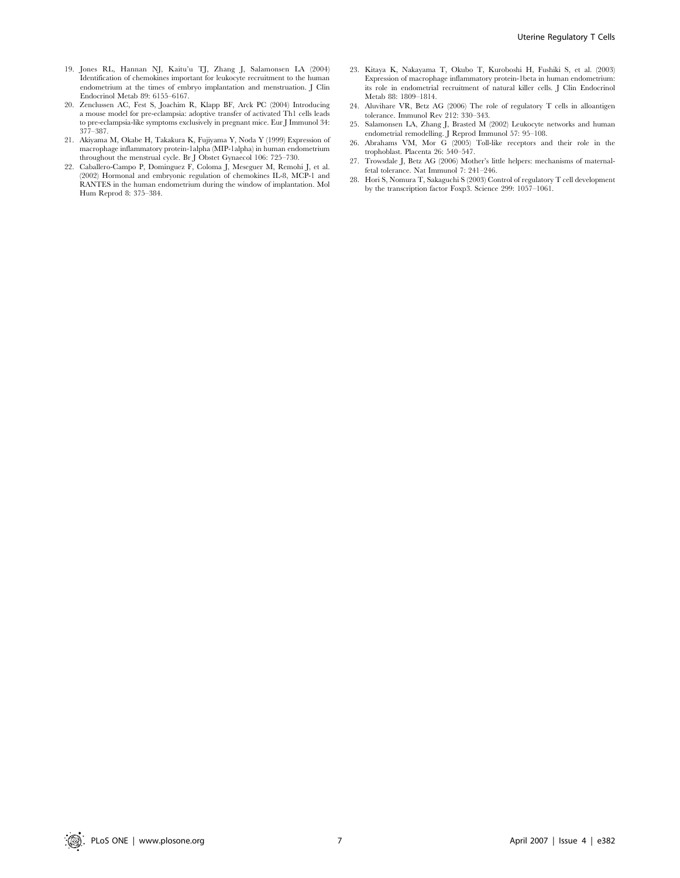19. Jones RL, Hannan NJ, Kaitu'u TJ, Zhang J, Salamonsen LA (2004) Identification of chemokines important for leukocyte recruitment to the human endometrium at the times of embryo implantation and menstruation. J Clin Endocrinol Metab 89: 6155–6167.
20. Zenclussen AC, Fest S, Joachim R, Klapp BF, Arck PC (2004) Introducing a mouse model for pre-eclampsia: adoptive transfer of activated Th1 cells leads to pre-eclampsia-like symptoms exclusively in pregnant mice. Eur J Immunol 34: 377–387.
21. Akiyama M, Okabe H, Takakura K, Fujiyama Y, Noda Y (1999) Expression of macrophage inflammatory protein-1alpha (MIP-1alpha) in human endometrium throughout the menstrual cycle. Br J Obstet Gynaecol 106: 725–730.
22. Caballero-Campo P, Dominguez F, Coloma J, Meseguer M, Remohi J, et al. (2002) Hormonal and embryonic regulation of chemokines IL-8, MCP-1 and RANTES in the human endometrium during the window of implantation. Mol Hum Reprod 8: 375–384.
23. Kitaya K, Nakayama T, Okubo T, Kuroboshi H, Fushiki S, et al. (2003) Expression of macrophage inflammatory protein-1beta in human endometrium: its role in endometrial recruitment of natural killer cells. J Clin Endocrinol Metab 88: 1809–1814.
24. Aluvihare VR, Betz AG (2006) The role of regulatory T cells in alloantigen tolerance. Immunol Rev 212: 330–343.
25. Salamonsen LA, Zhang J, Brasted M (2002) Leukocyte networks and human endometrial remodelling. J Reprod Immunol 57: 95–108.
26. Abrahams VM, Mor G (2005) Toll-like receptors and their role in the trophoblast. Placenta 26: 540–547.
27. Trowsdale J, Betz AG (2006) Mother's little helpers: mechanisms of maternal-fetal tolerance. Nat Immunol 7: 241–246.
28. Hori S, Nomura T, Sakaguchi S (2003) Control of regulatory T cell development by the transcription factor Foxp3. Science 299: 1057–1061.